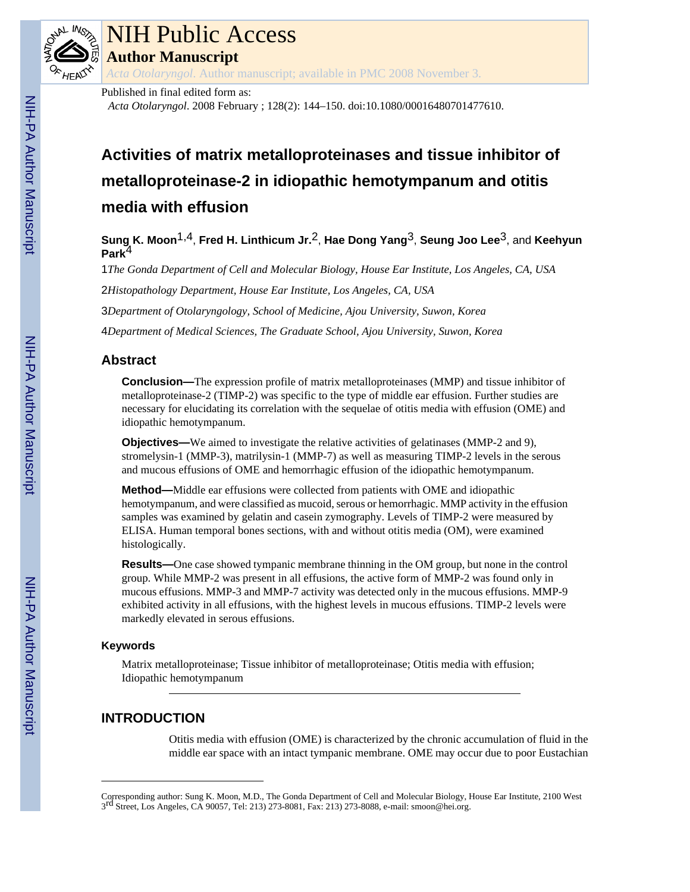Published in final edited form as:

*Acta Otolaryngol*. 2008 February ; 128(2): 144–150. doi:10.1080/00016480701477610.

# Activities of matrix metalloproteinases and tissue inhibitor of metalloproteinase-2 in idiopathic hemotympanum and otitis media with effusion

**Sung K. Moon**[1,4], **Fred H. Linthicum Jr.**[2], **Hae Dong Yang**[3], **Seung Joo Lee**[3], and **Keehyun Park**[4]

1*The Gonda Department of Cell and Molecular Biology, House Ear Institute, Los Angeles, CA, USA*

2*Histopathology Department, House Ear Institute, Los Angeles, CA, USA*

3*Department of Otolaryngology, School of Medicine, Ajou University, Suwon, Korea*

4*Department of Medical Sciences, The Graduate School, Ajou University, Suwon, Korea*

## Abstract

**Conclusion—**The expression profile of matrix metalloproteinases (MMP) and tissue inhibitor of metalloproteinase-2 (TIMP-2) was specific to the type of middle ear effusion. Further studies are necessary for elucidating its correlation with the sequelae of otitis media with effusion (OME) and idiopathic hemotympanum.

**Objectives—**We aimed to investigate the relative activities of gelatinases (MMP-2 and 9), stromelysin-1 (MMP-3), matrilysin-1 (MMP-7) as well as measuring TIMP-2 levels in the serous and mucous effusions of OME and hemorrhagic effusion of the idiopathic hemotympanum.

**Method—**Middle ear effusions were collected from patients with OME and idiopathic hemotympanum, and were classified as mucoid, serous or hemorrhagic. MMP activity in the effusion samples was examined by gelatin and casein zymography. Levels of TIMP-2 were measured by ELISA. Human temporal bones sections, with and without otitis media (OM), were examined histologically.

**Results—**One case showed tympanic membrane thinning in the OM group, but none in the control group. While MMP-2 was present in all effusions, the active form of MMP-2 was found only in mucous effusions. MMP-3 and MMP-7 activity was detected only in the mucous effusions. MMP-9 exhibited activity in all effusions, with the highest levels in mucous effusions. TIMP-2 levels were markedly elevated in serous effusions.

### Keywords

Matrix metalloproteinase; Tissue inhibitor of metalloproteinase; Otitis media with effusion; Idiopathic hemotympanum

## INTRODUCTION

Otitis media with effusion (OME) is characterized by the chronic accumulation of fluid in the middle ear space with an intact tympanic membrane. OME may occur due to poor Eustachian

---

Corresponding author: Sung K. Moon, M.D., The Gonda Department of Cell and Molecular Biology, House Ear Institute, 2100 West 3rd Street, Los Angeles, CA 90057, Tel: 213) 273-8081, Fax: 213) 273-8088, e-mail: smoon@hei.org.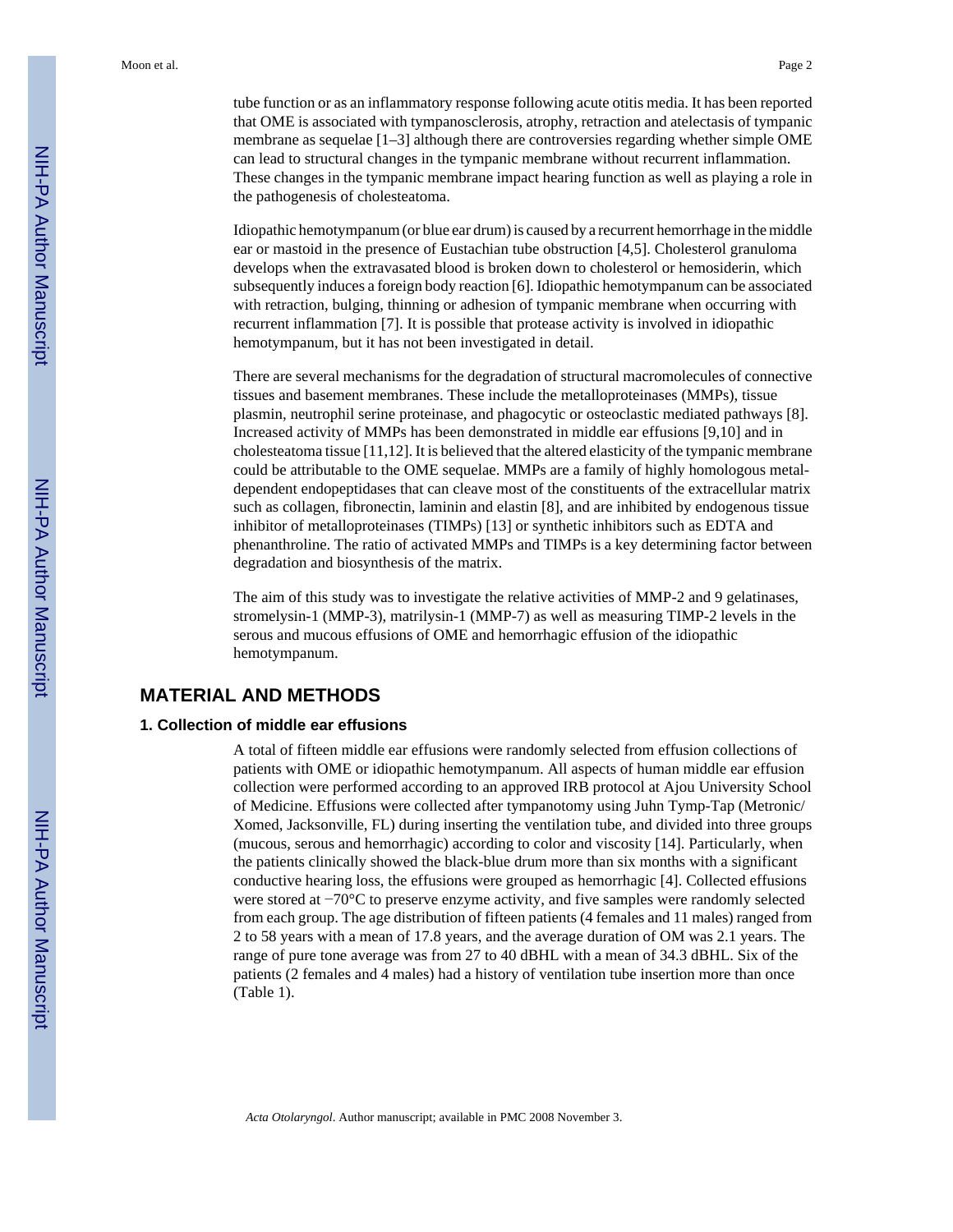tube function or as an inflammatory response following acute otitis media. It has been reported that OME is associated with tympanosclerosis, atrophy, retraction and atelectasis of tympanic membrane as sequelae [1–3] although there are controversies regarding whether simple OME can lead to structural changes in the tympanic membrane without recurrent inflammation. These changes in the tympanic membrane impact hearing function as well as playing a role in the pathogenesis of cholesteatoma.

Idiopathic hemotympanum (or blue ear drum) is caused by a recurrent hemorrhage in the middle ear or mastoid in the presence of Eustachian tube obstruction [4,5]. Cholesterol granuloma develops when the extravasated blood is broken down to cholesterol or hemosiderin, which subsequently induces a foreign body reaction [6]. Idiopathic hemotympanum can be associated with retraction, bulging, thinning or adhesion of tympanic membrane when occurring with recurrent inflammation [7]. It is possible that protease activity is involved in idiopathic hemotympanum, but it has not been investigated in detail.

There are several mechanisms for the degradation of structural macromolecules of connective tissues and basement membranes. These include the metalloproteinases (MMPs), tissue plasmin, neutrophil serine proteinase, and phagocytic or osteoclastic mediated pathways [8]. Increased activity of MMPs has been demonstrated in middle ear effusions [9,10] and in cholesteatoma tissue [11,12]. It is believed that the altered elasticity of the tympanic membrane could be attributable to the OME sequelae. MMPs are a family of highly homologous metal-dependent endopeptidases that can cleave most of the constituents of the extracellular matrix such as collagen, fibronectin, laminin and elastin [8], and are inhibited by endogenous tissue inhibitor of metalloproteinases (TIMPs) [13] or synthetic inhibitors such as EDTA and phenanthroline. The ratio of activated MMPs and TIMPs is a key determining factor between degradation and biosynthesis of the matrix.

The aim of this study was to investigate the relative activities of MMP-2 and 9 gelatinases, stromelysin-1 (MMP-3), matrilysin-1 (MMP-7) as well as measuring TIMP-2 levels in the serous and mucous effusions of OME and hemorrhagic effusion of the idiopathic hemotympanum.

## MATERIAL AND METHODS

### 1. Collection of middle ear effusions

A total of fifteen middle ear effusions were randomly selected from effusion collections of patients with OME or idiopathic hemotympanum. All aspects of human middle ear effusion collection were performed according to an approved IRB protocol at Ajou University School of Medicine. Effusions were collected after tympanotomy using Juhn Tymp-Tap (Metronic/Xomed, Jacksonville, FL) during inserting the ventilation tube, and divided into three groups (mucous, serous and hemorrhagic) according to color and viscosity [14]. Particularly, when the patients clinically showed the black-blue drum more than six months with a significant conductive hearing loss, the effusions were grouped as hemorrhagic [4]. Collected effusions were stored at −70°C to preserve enzyme activity, and five samples were randomly selected from each group. The age distribution of fifteen patients (4 females and 11 males) ranged from 2 to 58 years with a mean of 17.8 years, and the average duration of OM was 2.1 years. The range of pure tone average was from 27 to 40 dBHL with a mean of 34.3 dBHL. Six of the patients (2 females and 4 males) had a history of ventilation tube insertion more than once (Table 1).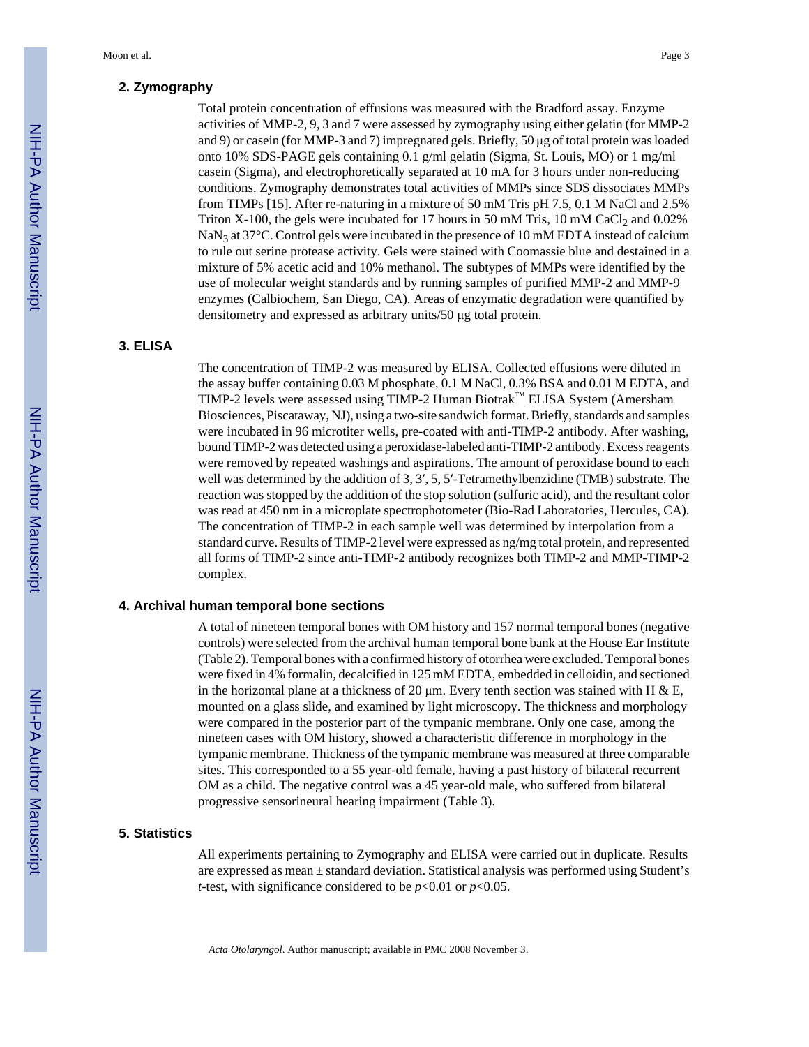## 2. Zymography

Total protein concentration of effusions was measured with the Bradford assay. Enzyme activities of MMP-2, 9, 3 and 7 were assessed by zymography using either gelatin (for MMP-2 and 9) or casein (for MMP-3 and 7) impregnated gels. Briefly, 50 μg of total protein was loaded onto 10% SDS-PAGE gels containing 0.1 g/ml gelatin (Sigma, St. Louis, MO) or 1 mg/ml casein (Sigma), and electrophoretically separated at 10 mA for 3 hours under non-reducing conditions. Zymography demonstrates total activities of MMPs since SDS dissociates MMPs from TIMPs [15]. After re-naturing in a mixture of 50 mM Tris pH 7.5, 0.1 M NaCl and 2.5% Triton X-100, the gels were incubated for 17 hours in 50 mM Tris, 10 mM $CaCl_2$ and 0.02% $NaN_3$ at 37°C. Control gels were incubated in the presence of 10 mM EDTA instead of calcium to rule out serine protease activity. Gels were stained with Coomassie blue and destained in a mixture of 5% acetic acid and 10% methanol. The subtypes of MMPs were identified by the use of molecular weight standards and by running samples of purified MMP-2 and MMP-9 enzymes (Calbiochem, San Diego, CA). Areas of enzymatic degradation were quantified by densitometry and expressed as arbitrary units/50 μg total protein.

## 3. ELISA

The concentration of TIMP-2 was measured by ELISA. Collected effusions were diluted in the assay buffer containing 0.03 M phosphate, 0.1 M NaCl, 0.3% BSA and 0.01 M EDTA, and TIMP-2 levels were assessed using TIMP-2 Human Biotrak™ ELISA System (Amersham Biosciences, Piscataway, NJ), using a two-site sandwich format. Briefly, standards and samples were incubated in 96 microtiter wells, pre-coated with anti-TIMP-2 antibody. After washing, bound TIMP-2 was detected using a peroxidase-labeled anti-TIMP-2 antibody. Excess reagents were removed by repeated washings and aspirations. The amount of peroxidase bound to each well was determined by the addition of 3, 3′, 5, 5′-Tetramethylbenzidine (TMB) substrate. The reaction was stopped by the addition of the stop solution (sulfuric acid), and the resultant color was read at 450 nm in a microplate spectrophotometer (Bio-Rad Laboratories, Hercules, CA). The concentration of TIMP-2 in each sample well was determined by interpolation from a standard curve. Results of TIMP-2 level were expressed as ng/mg total protein, and represented all forms of TIMP-2 since anti-TIMP-2 antibody recognizes both TIMP-2 and MMP-TIMP-2 complex.

## 4. Archival human temporal bone sections

A total of nineteen temporal bones with OM history and 157 normal temporal bones (negative controls) were selected from the archival human temporal bone bank at the House Ear Institute (Table 2). Temporal bones with a confirmed history of otorrhea were excluded. Temporal bones were fixed in 4% formalin, decalcified in 125 mM EDTA, embedded in celloidin, and sectioned in the horizontal plane at a thickness of 20 μm. Every tenth section was stained with H & E, mounted on a glass slide, and examined by light microscopy. The thickness and morphology were compared in the posterior part of the tympanic membrane. Only one case, among the nineteen cases with OM history, showed a characteristic difference in morphology in the tympanic membrane. Thickness of the tympanic membrane was measured at three comparable sites. This corresponded to a 55 year-old female, having a past history of bilateral recurrent OM as a child. The negative control was a 45 year-old male, who suffered from bilateral progressive sensorineural hearing impairment (Table 3).

## 5. Statistics

All experiments pertaining to Zymography and ELISA were carried out in duplicate. Results are expressed as mean ± standard deviation. Statistical analysis was performed using Student's *t*-test, with significance considered to be $p<0.01$ or $p<0.05$.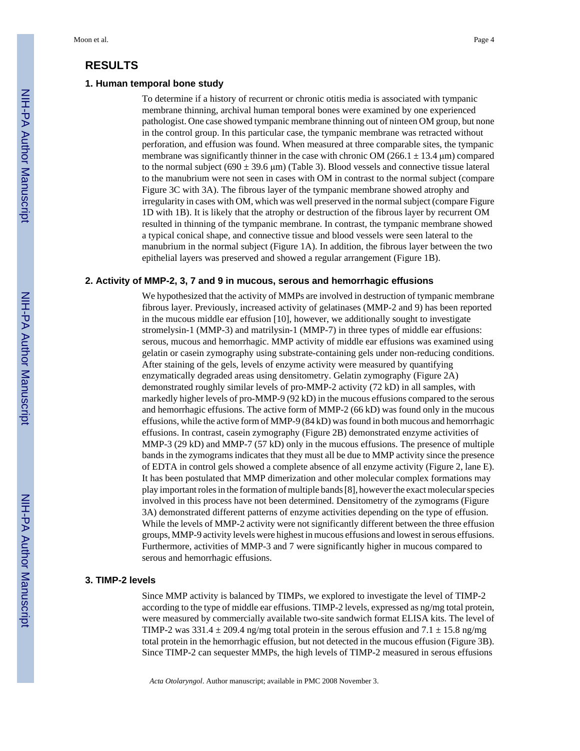## RESULTS

### 1. Human temporal bone study

To determine if a history of recurrent or chronic otitis media is associated with tympanic membrane thinning, archival human temporal bones were examined by one experienced pathologist. One case showed tympanic membrane thinning out of ninteen OM group, but none in the control group. In this particular case, the tympanic membrane was retracted without perforation, and effusion was found. When measured at three comparable sites, the tympanic membrane was significantly thinner in the case with chronic OM (266.1 ± 13.4 μm) compared to the normal subject (690 ± 39.6 μm) (Table 3). Blood vessels and connective tissue lateral to the manubrium were not seen in cases with OM in contrast to the normal subject (compare Figure 3C with 3A). The fibrous layer of the tympanic membrane showed atrophy and irregularity in cases with OM, which was well preserved in the normal subject (compare Figure 1D with 1B). It is likely that the atrophy or destruction of the fibrous layer by recurrent OM resulted in thinning of the tympanic membrane. In contrast, the tympanic membrane showed a typical conical shape, and connective tissue and blood vessels were seen lateral to the manubrium in the normal subject (Figure 1A). In addition, the fibrous layer between the two epithelial layers was preserved and showed a regular arrangement (Figure 1B).

### 2. Activity of MMP-2, 3, 7 and 9 in mucous, serous and hemorrhagic effusions

We hypothesized that the activity of MMPs are involved in destruction of tympanic membrane fibrous layer. Previously, increased activity of gelatinases (MMP-2 and 9) has been reported in the mucous middle ear effusion [10], however, we additionally sought to investigate stromelysin-1 (MMP-3) and matrilysin-1 (MMP-7) in three types of middle ear effusions: serous, mucous and hemorrhagic. MMP activity of middle ear effusions was examined using gelatin or casein zymography using substrate-containing gels under non-reducing conditions. After staining of the gels, levels of enzyme activity were measured by quantifying enzymatically degraded areas using densitometry. Gelatin zymography (Figure 2A) demonstrated roughly similar levels of pro-MMP-2 activity (72 kD) in all samples, with markedly higher levels of pro-MMP-9 (92 kD) in the mucous effusions compared to the serous and hemorrhagic effusions. The active form of MMP-2 (66 kD) was found only in the mucous effusions, while the active form of MMP-9 (84 kD) was found in both mucous and hemorrhagic effusions. In contrast, casein zymography (Figure 2B) demonstrated enzyme activities of MMP-3 (29 kD) and MMP-7 (57 kD) only in the mucous effusions. The presence of multiple bands in the zymograms indicates that they must all be due to MMP activity since the presence of EDTA in control gels showed a complete absence of all enzyme activity (Figure 2, lane E). It has been postulated that MMP dimerization and other molecular complex formations may play important roles in the formation of multiple bands [8], however the exact molecular species involved in this process have not been determined. Densitometry of the zymograms (Figure 3A) demonstrated different patterns of enzyme activities depending on the type of effusion. While the levels of MMP-2 activity were not significantly different between the three effusion groups, MMP-9 activity levels were highest in mucous effusions and lowest in serous effusions. Furthermore, activities of MMP-3 and 7 were significantly higher in mucous compared to serous and hemorrhagic effusions.

### 3. TIMP-2 levels

Since MMP activity is balanced by TIMPs, we explored to investigate the level of TIMP-2 according to the type of middle ear effusions. TIMP-2 levels, expressed as ng/mg total protein, were measured by commercially available two-site sandwich format ELISA kits. The level of TIMP-2 was 331.4 ± 209.4 ng/mg total protein in the serous effusion and 7.1 ± 15.8 ng/mg total protein in the hemorrhagic effusion, but not detected in the mucous effusion (Figure 3B). Since TIMP-2 can sequester MMPs, the high levels of TIMP-2 measured in serous effusions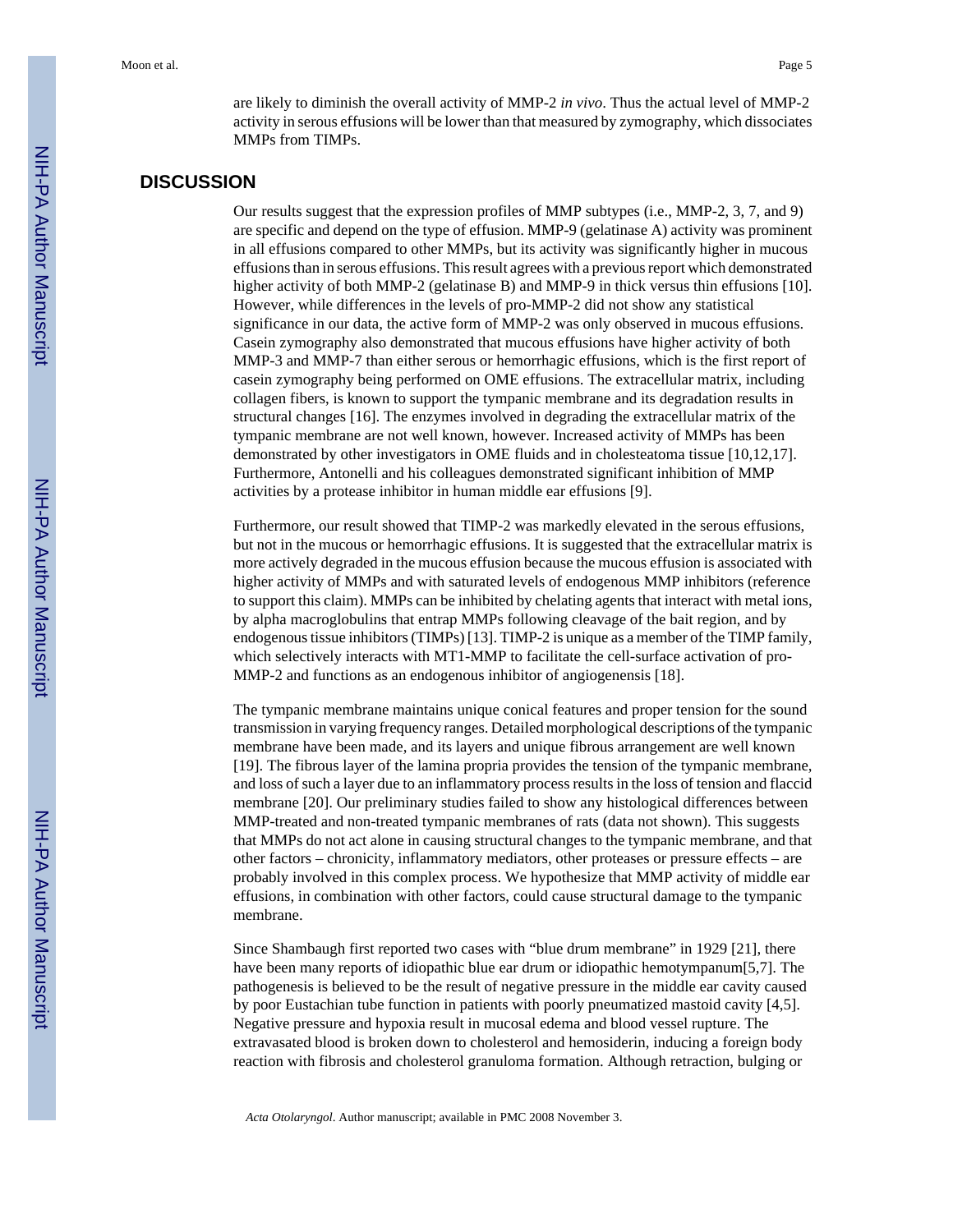are likely to diminish the overall activity of MMP-2 *in vivo*. Thus the actual level of MMP-2 activity in serous effusions will be lower than that measured by zymography, which dissociates MMPs from TIMPs.

## DISCUSSION

Our results suggest that the expression profiles of MMP subtypes (i.e., MMP-2, 3, 7, and 9) are specific and depend on the type of effusion. MMP-9 (gelatinase A) activity was prominent in all effusions compared to other MMPs, but its activity was significantly higher in mucous effusions than in serous effusions. This result agrees with a previous report which demonstrated higher activity of both MMP-2 (gelatinase B) and MMP-9 in thick versus thin effusions [10]. However, while differences in the levels of pro-MMP-2 did not show any statistical significance in our data, the active form of MMP-2 was only observed in mucous effusions. Casein zymography also demonstrated that mucous effusions have higher activity of both MMP-3 and MMP-7 than either serous or hemorrhagic effusions, which is the first report of casein zymography being performed on OME effusions. The extracellular matrix, including collagen fibers, is known to support the tympanic membrane and its degradation results in structural changes [16]. The enzymes involved in degrading the extracellular matrix of the tympanic membrane are not well known, however. Increased activity of MMPs has been demonstrated by other investigators in OME fluids and in cholesteatoma tissue [10,12,17]. Furthermore, Antonelli and his colleagues demonstrated significant inhibition of MMP activities by a protease inhibitor in human middle ear effusions [9].

Furthermore, our result showed that TIMP-2 was markedly elevated in the serous effusions, but not in the mucous or hemorrhagic effusions. It is suggested that the extracellular matrix is more actively degraded in the mucous effusion because the mucous effusion is associated with higher activity of MMPs and with saturated levels of endogenous MMP inhibitors (reference to support this claim). MMPs can be inhibited by chelating agents that interact with metal ions, by alpha macroglobulins that entrap MMPs following cleavage of the bait region, and by endogenous tissue inhibitors (TIMPs) [13]. TIMP-2 is unique as a member of the TIMP family, which selectively interacts with MT1-MMP to facilitate the cell-surface activation of pro-MMP-2 and functions as an endogenous inhibitor of angiogenensis [18].

The tympanic membrane maintains unique conical features and proper tension for the sound transmission in varying frequency ranges. Detailed morphological descriptions of the tympanic membrane have been made, and its layers and unique fibrous arrangement are well known [19]. The fibrous layer of the lamina propria provides the tension of the tympanic membrane, and loss of such a layer due to an inflammatory process results in the loss of tension and flaccid membrane [20]. Our preliminary studies failed to show any histological differences between MMP-treated and non-treated tympanic membranes of rats (data not shown). This suggests that MMPs do not act alone in causing structural changes to the tympanic membrane, and that other factors – chronicity, inflammatory mediators, other proteases or pressure effects – are probably involved in this complex process. We hypothesize that MMP activity of middle ear effusions, in combination with other factors, could cause structural damage to the tympanic membrane.

Since Shambaugh first reported two cases with "blue drum membrane" in 1929 [21], there have been many reports of idiopathic blue ear drum or idiopathic hemotympanum[5,7]. The pathogenesis is believed to be the result of negative pressure in the middle ear cavity caused by poor Eustachian tube function in patients with poorly pneumatized mastoid cavity [4,5]. Negative pressure and hypoxia result in mucosal edema and blood vessel rupture. The extravasated blood is broken down to cholesterol and hemosiderin, inducing a foreign body reaction with fibrosis and cholesterol granuloma formation. Although retraction, bulging or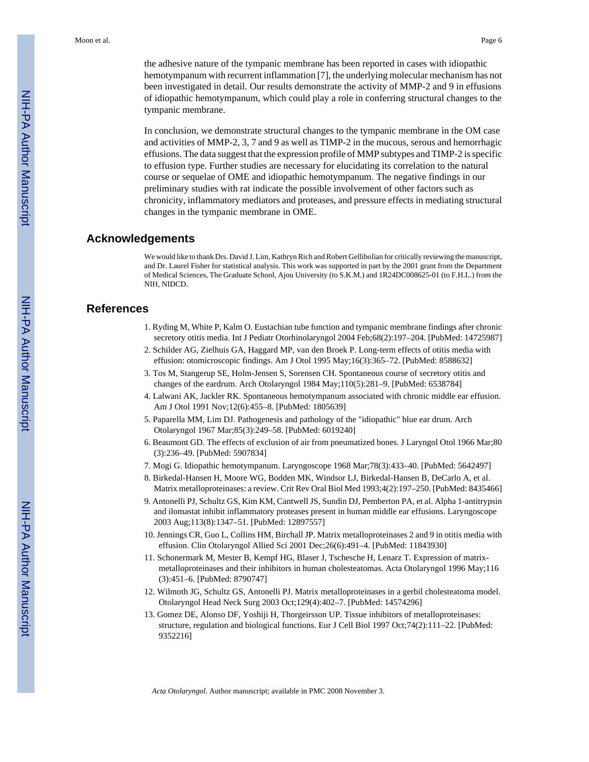the adhesive nature of the tympanic membrane has been reported in cases with idiopathic hemotympanum with recurrent inflammation [7], the underlying molecular mechanism has not been investigated in detail. Our results demonstrate the activity of MMP-2 and 9 in effusions of idiopathic hemotympanum, which could play a role in conferring structural changes to the tympanic membrane.

In conclusion, we demonstrate structural changes to the tympanic membrane in the OM case and activities of MMP-2, 3, 7 and 9 as well as TIMP-2 in the mucous, serous and hemorrhagic effusions. The data suggest that the expression profile of MMP subtypes and TIMP-2 is specific to effusion type. Further studies are necessary for elucidating its correlation to the natural course or sequelae of OME and idiopathic hemotympanum. The negative findings in our preliminary studies with rat indicate the possible involvement of other factors such as chronicity, inflammatory mediators and proteases, and pressure effects in mediating structural changes in the tympanic membrane in OME.

## Acknowledgements

We would like to thank Drs. David J. Lim, Kathryn Rich and Robert Gellibolian for critically reviewing the manuscript, and Dr. Laurel Fisher for statistical analysis. This work was supported in part by the 2001 grant from the Department of Medical Sciences, The Graduate School, Ajou University (to S.K.M.) and 1R24DC008625-01 (to F.H.L.) from the NIH, NIDCD.

## References

1. Ryding M, White P, Kalm O. Eustachian tube function and tympanic membrane findings after chronic secretory otitis media. Int J Pediatr Otorhinolaryngol 2004 Feb;68(2):197–204. [PubMed: 14725987]
2. Schilder AG, Zielhuis GA, Haggard MP, van den Broek P. Long-term effects of otitis media with effusion: otomicroscopic findings. Am J Otol 1995 May;16(3):365–72. [PubMed: 8588632]
3. Tos M, Stangerup SE, Holm-Jensen S, Sorensen CH. Spontaneous course of secretory otitis and changes of the eardrum. Arch Otolaryngol 1984 May;110(5):281–9. [PubMed: 6538784]
4. Lalwani AK, Jackler RK. Spontaneous hemotympanum associated with chronic middle ear effusion. Am J Otol 1991 Nov;12(6):455–8. [PubMed: 1805639]
5. Paparella MM, Lim DJ. Pathogenesis and pathology of the "idiopathic" blue ear drum. Arch Otolaryngol 1967 Mar;85(3):249–58. [PubMed: 6019240]
6. Beaumont GD. The effects of exclusion of air from pneumatized bones. J Laryngol Otol 1966 Mar;80 (3):236–49. [PubMed: 5907834]
7. Mogi G. Idiopathic hemotympanum. Laryngoscope 1968 Mar;78(3):433–40. [PubMed: 5642497]
8. Birkedal-Hansen H, Moore WG, Bodden MK, Windsor LJ, Birkedal-Hansen B, DeCarlo A, et al. Matrix metalloproteinases: a review. Crit Rev Oral Biol Med 1993;4(2):197–250. [PubMed: 8435466]
9. Antonelli PJ, Schultz GS, Kim KM, Cantwell JS, Sundin DJ, Pemberton PA, et al. Alpha 1-antitrypsin and ilomastat inhibit inflammatory proteases present in human middle ear effusions. Laryngoscope 2003 Aug;113(8):1347–51. [PubMed: 12897557]
10. Jennings CR, Guo L, Collins HM, Birchall JP. Matrix metalloproteinases 2 and 9 in otitis media with effusion. Clin Otolaryngol Allied Sci 2001 Dec;26(6):491–4. [PubMed: 11843930]
11. Schonermark M, Mester B, Kempf HG, Blaser J, Tschesche H, Lenarz T. Expression of matrix-metalloproteinases and their inhibitors in human cholesteatomas. Acta Otolaryngol 1996 May;116 (3):451–6. [PubMed: 8790747]
12. Wilmoth JG, Schultz GS, Antonelli PJ. Matrix metalloproteinases in a gerbil cholesteatoma model. Otolaryngol Head Neck Surg 2003 Oct;129(4):402–7. [PubMed: 14574296]
13. Gomez DE, Alonso DF, Yoshiji H, Thorgeirsson UP. Tissue inhibitors of metalloproteinases: structure, regulation and biological functions. Eur J Cell Biol 1997 Oct;74(2):111–22. [PubMed: 9352216]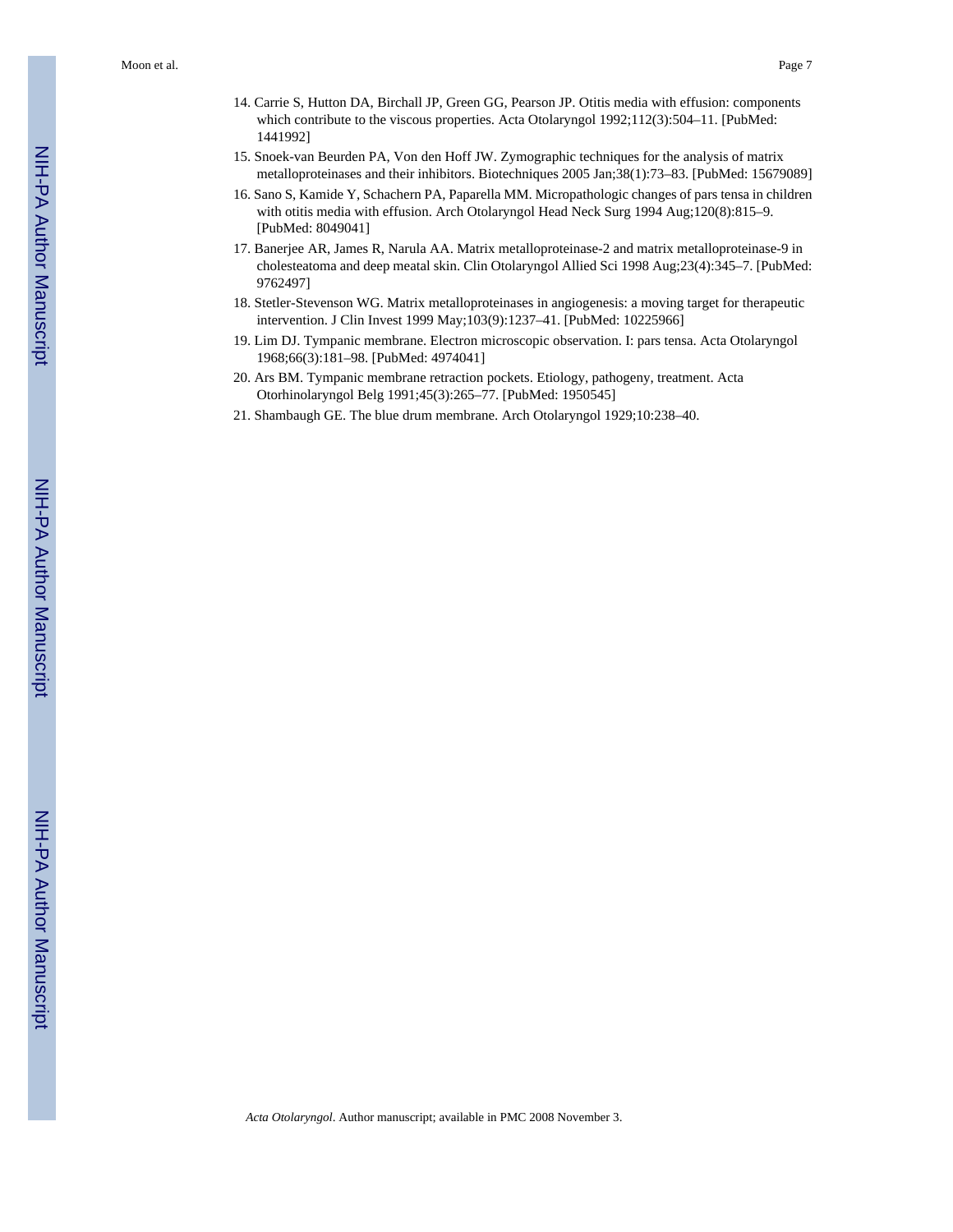14. Carrie S, Hutton DA, Birchall JP, Green GG, Pearson JP. Otitis media with effusion: components which contribute to the viscous properties. Acta Otolaryngol 1992;112(3):504–11. [PubMed: 1441992]
15. Snoek-van Beurden PA, Von den Hoff JW. Zymographic techniques for the analysis of matrix metalloproteinases and their inhibitors. Biotechniques 2005 Jan;38(1):73–83. [PubMed: 15679089]
16. Sano S, Kamide Y, Schachern PA, Paparella MM. Micropathologic changes of pars tensa in children with otitis media with effusion. Arch Otolaryngol Head Neck Surg 1994 Aug;120(8):815–9. [PubMed: 8049041]
17. Banerjee AR, James R, Narula AA. Matrix metalloproteinase-2 and matrix metalloproteinase-9 in cholesteatoma and deep meatal skin. Clin Otolaryngol Allied Sci 1998 Aug;23(4):345–7. [PubMed: 9762497]
18. Stetler-Stevenson WG. Matrix metalloproteinases in angiogenesis: a moving target for therapeutic intervention. J Clin Invest 1999 May;103(9):1237–41. [PubMed: 10225966]
19. Lim DJ. Tympanic membrane. Electron microscopic observation. I: pars tensa. Acta Otolaryngol 1968;66(3):181–98. [PubMed: 4974041]
20. Ars BM. Tympanic membrane retraction pockets. Etiology, pathogeny, treatment. Acta Otorhinolaryngol Belg 1991;45(3):265–77. [PubMed: 1950545]
21. Shambaugh GE. The blue drum membrane. Arch Otolaryngol 1929;10:238–40.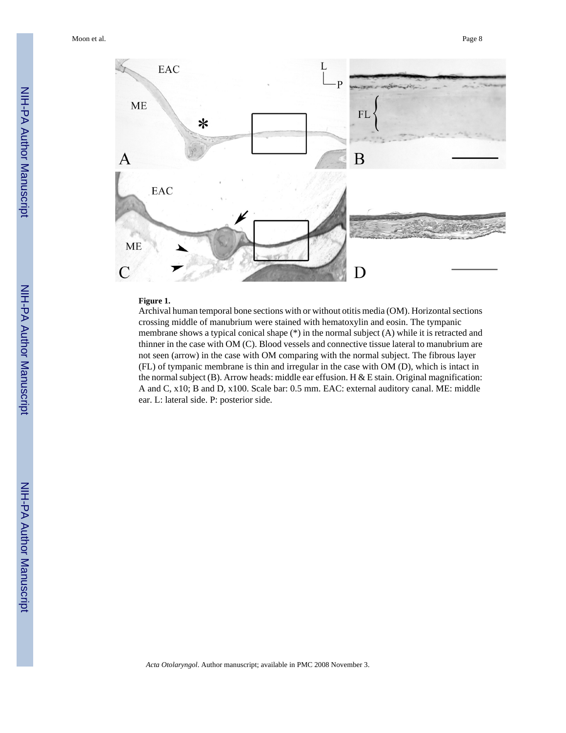**Figure 1.**

Archival human temporal bone sections with or without otitis media (OM). Horizontal sections crossing middle of manubrium were stained with hematoxylin and eosin. The tympanic membrane shows a typical conical shape (*) in the normal subject (A) while it is retracted and thinner in the case with OM (C). Blood vessels and connective tissue lateral to manubrium are not seen (arrow) in the case with OM comparing with the normal subject. The fibrous layer (FL) of tympanic membrane is thin and irregular in the case with OM (D), which is intact in the normal subject (B). Arrow heads: middle ear effusion. H & E stain. Original magnification: A and C, x10; B and D, x100. Scale bar: 0.5 mm. EAC: external auditory canal. ME: middle ear. L: lateral side. P: posterior side.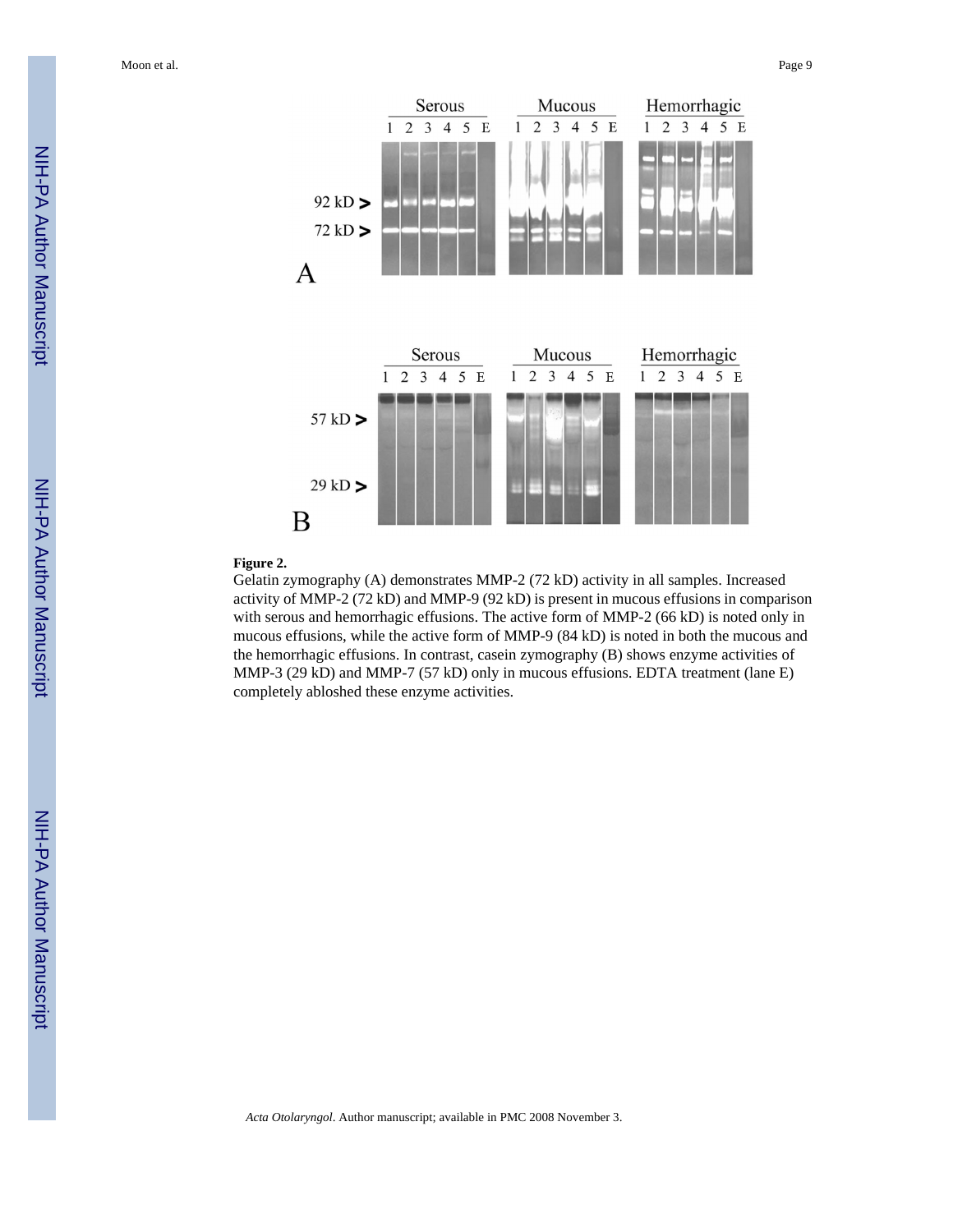**Figure 2.**

Gelatin zymography (A) demonstrates MMP-2 (72 kD) activity in all samples. Increased activity of MMP-2 (72 kD) and MMP-9 (92 kD) is present in mucous effusions in comparison with serous and hemorrhagic effusions. The active form of MMP-2 (66 kD) is noted only in mucous effusions, while the active form of MMP-9 (84 kD) is noted in both the mucous and the hemorrhagic effusions. In contrast, casein zymography (B) shows enzyme activities of MMP-3 (29 kD) and MMP-7 (57 kD) only in mucous effusions. EDTA treatment (lane E) completely abloshed these enzyme activities.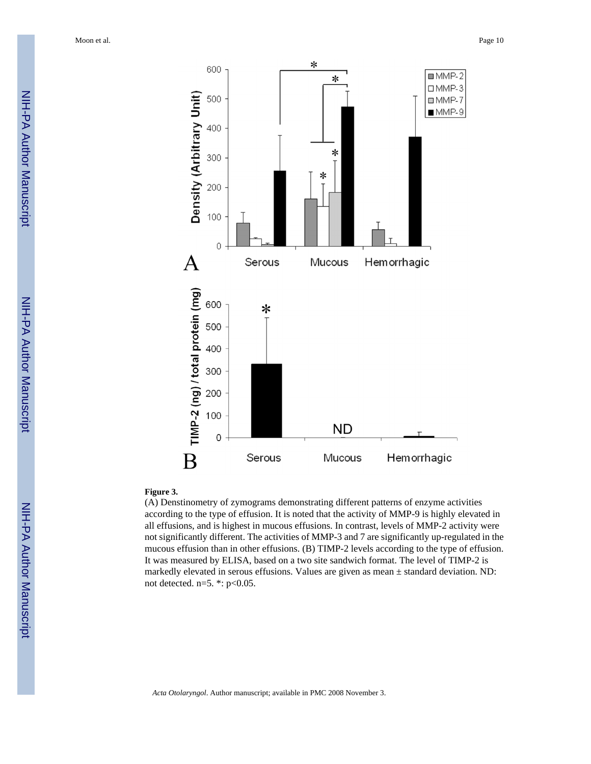**Figure 3.**

(A) Denstinometry of zymograms demonstrating different patterns of enzyme activities according to the type of effusion. It is noted that the activity of MMP-9 is highly elevated in all effusions, and is highest in mucous effusions. In contrast, levels of MMP-2 activity were not significantly different. The activities of MMP-3 and 7 are significantly up-regulated in the mucous effusion than in other effusions. (B) TIMP-2 levels according to the type of effusion. It was measured by ELISA, based on a two site sandwich format. The level of TIMP-2 is markedly elevated in serous effusions. Values are given as mean ± standard deviation. ND: not detected. n=5. *: $p<0.05$.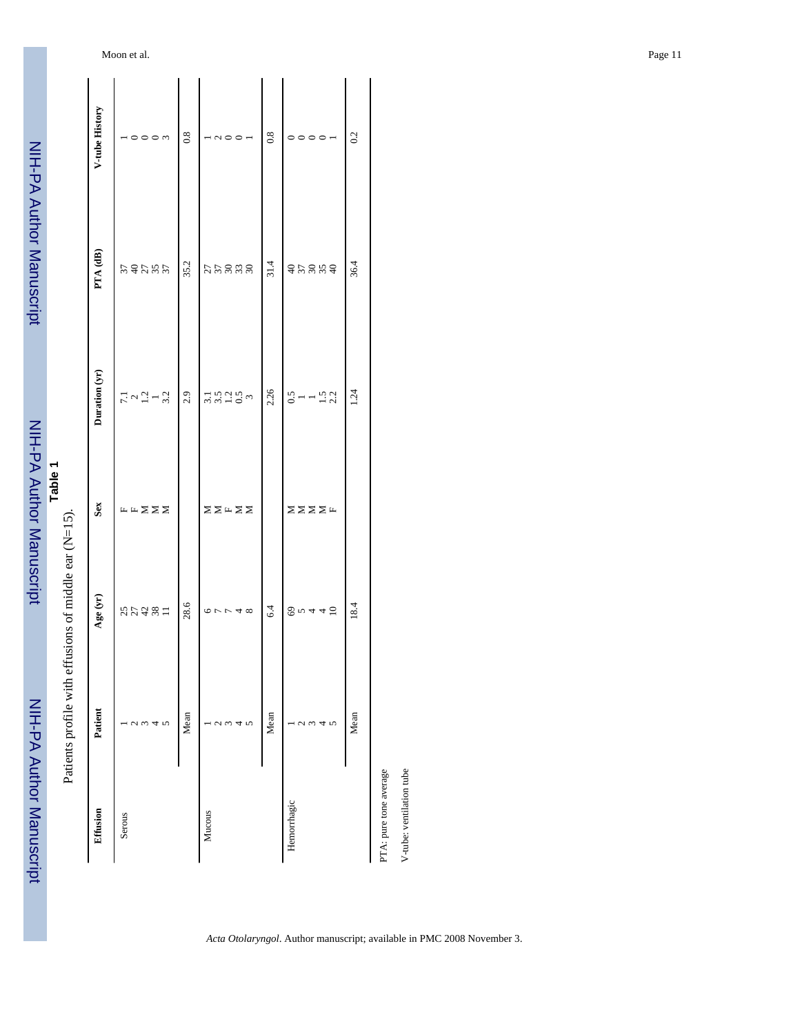**Table 1**

Patients profile with effusions of middle ear (N=15).

| Effusion | Patient | Age (yr) | Sex | Duration (yr) | PTA (dB) | V-tube History |
|---|---|---|---|---|---|---|
| Serous | 1 | 25 | F | 7.1 | 37 | 1 |
| | 2 | 27 | F | 2 | 40 | 0 |
| | 3 | 42 | M | 1.2 | 27 | 0 |
| | 4 | 38 | M | 1 | 35 | 0 |
| | 5 | 11 | M | 3.2 | 37 | 3 |
| | Mean | 28.6 | | 2.9 | 35.2 | 0.8 |
| Mucous | 1 | 6 | M | 3.1 | 27 | 1 |
| | 2 | 7 | M | 3.5 | 37 | 2 |
| | 3 | 7 | F | 1.2 | 30 | 0 |
| | 4 | 4 | M | 0.5 | 33 | 0 |
| | 5 | 8 | M | 3 | 30 | 1 |
| | Mean | 6.4 | | 2.26 | 31.4 | 0.8 |
| Hemorrhagic | 1 | 69 | M | 0.5 | 40 | 0 |
| | 2 | 5 | M | 1 | 37 | 0 |
| | 3 | 4 | M | 1 | 30 | 0 |
| | 4 | 4 | M | 1.5 | 35 | 0 |
| | 5 | 10 | F | 2.2 | 40 | 1 |
| | Mean | 18.4 | | 1.24 | 36.4 | 0.2 |

PTA: pure tone average

V-tube: ventilation tube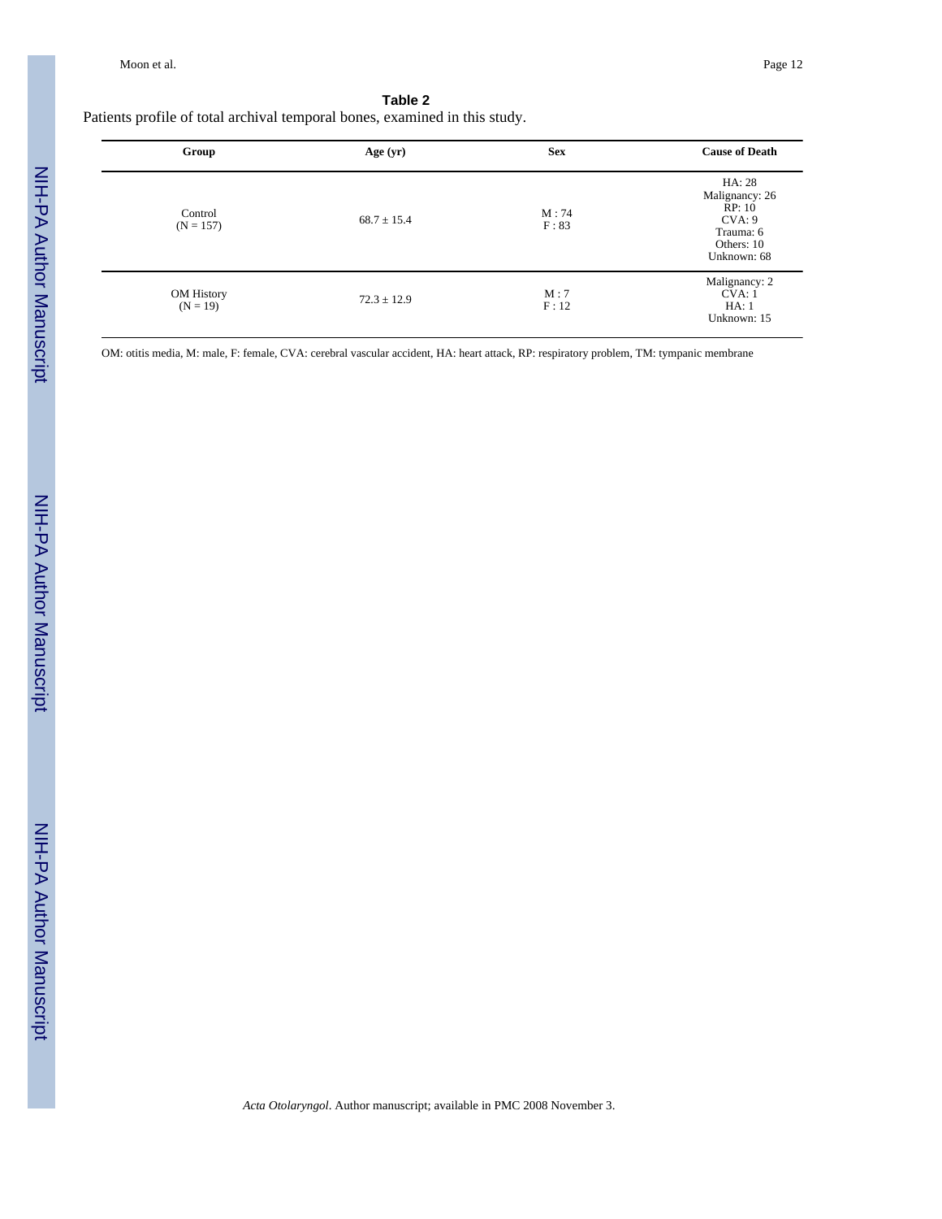**Table 2**

Patients profile of total archival temporal bones, examined in this study.

| Group | Age (yr) | Sex | Cause of Death |
| --- | --- | --- | --- |
| Control (N = 157) | 68.7 ± 15.4 | M : 74<br>F : 83 | HA: 28<br>Malignancy: 26<br>RP: 10<br>CVA: 9<br>Trauma: 6<br>Others: 10<br>Unknown: 68 |
| OM History (N = 19) | 72.3 ± 12.9 | M : 7<br>F : 12 | Malignancy: 2<br>CVA: 1<br>HA: 1<br>Unknown: 15 |

OM: otitis media, M: male, F: female, CVA: cerebral vascular accident, HA: heart attack, RP: respiratory problem, TM: tympanic membrane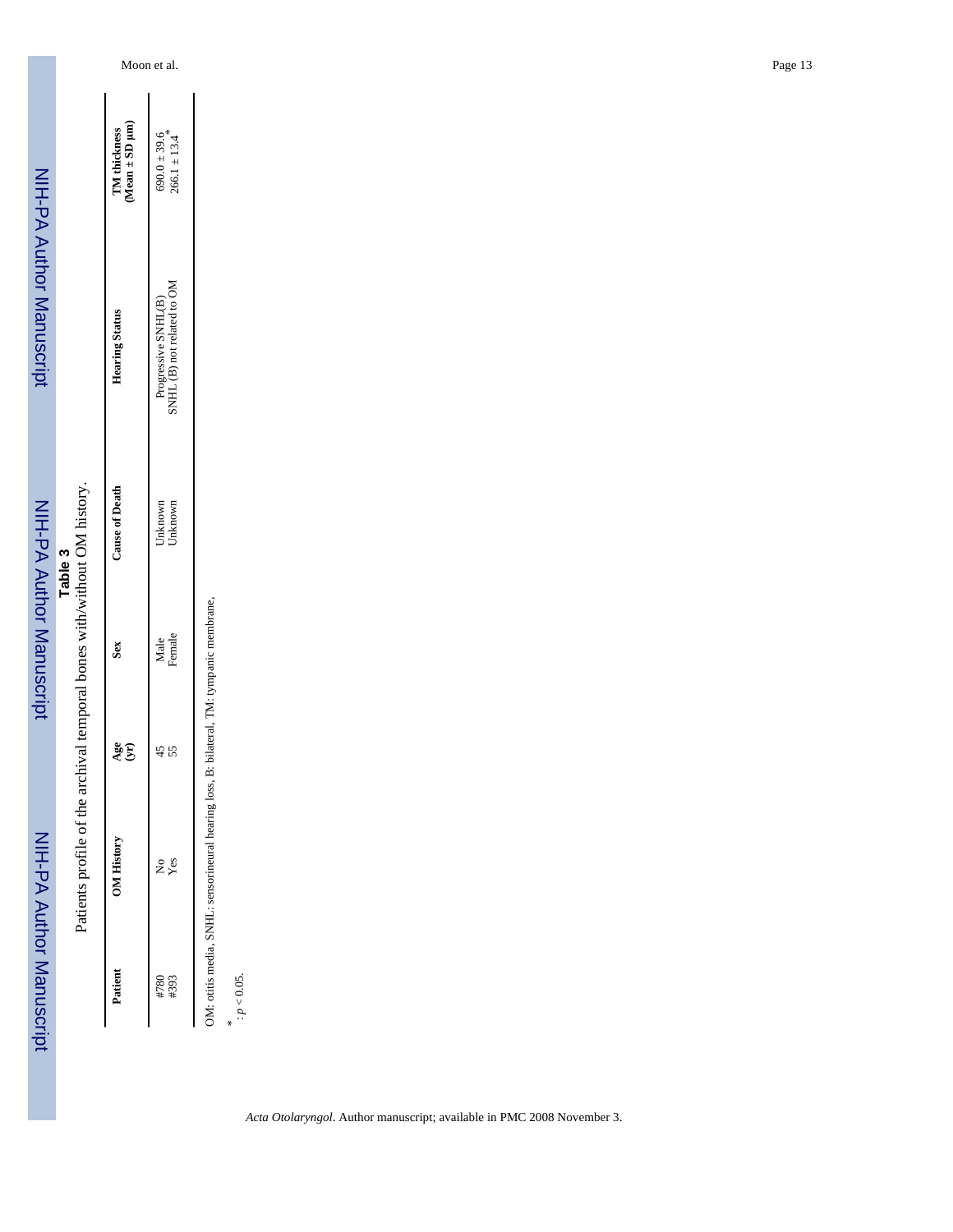**Table 3**

Patients profile of the archival temporal bones with/without OM history.

| Patient | OM History | Age (yr) | Sex | Cause of Death | Hearing Status | TM thickness (Mean ± SD μm) |
|---|---|---|---|---|---|---|
| #780 | No | 45 | Male | Unknown | Progressive SNHL(B) | 690.0 ± 39.6 |
| #393 | Yes | 55 | Female | Unknown | SNHL (B) not related to OM | 266.1 ± 13.4* |

OM: otitis media, SNHL: sensorineural hearing loss, B: bilateral, TM: tympanic membrane,

*: $p < 0.05$.